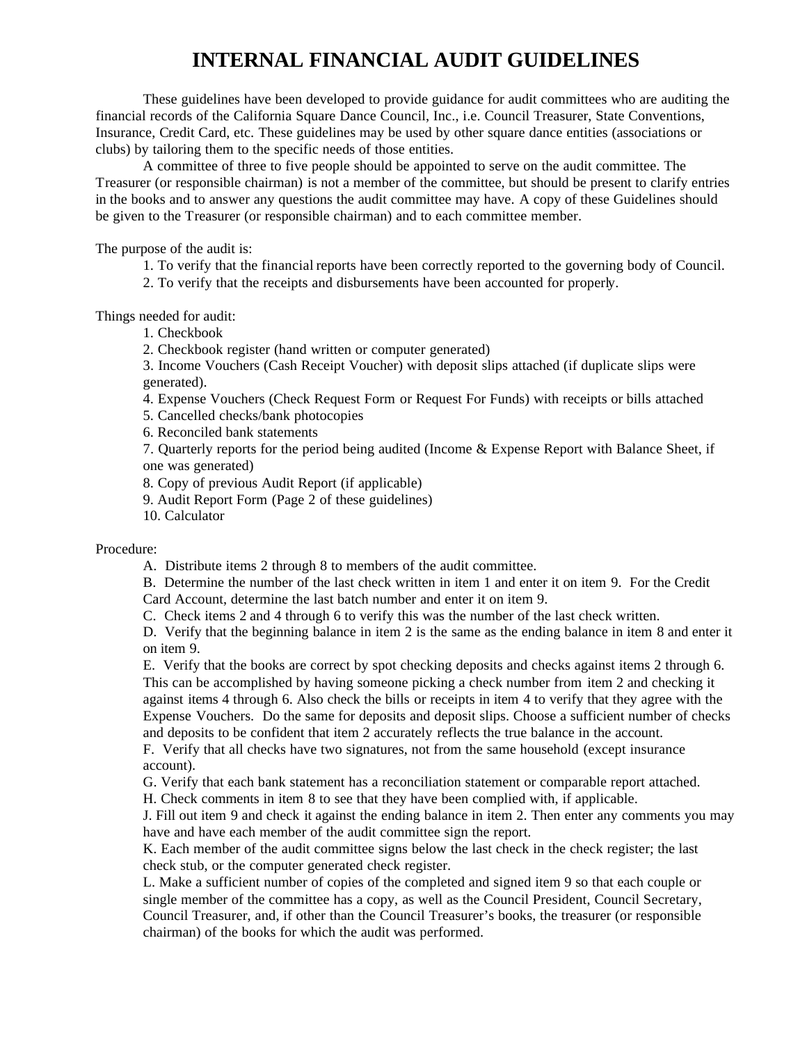# INTERNAL FINANCIAL AUDIT GUIDELINES

These guidelines have been developed to provide guidance for audit committees who are auditing the financial records of the California Square Dance Council, Inc., i.e. Council Treasurer, State Conventions, Insurance, Credit Card, etc. These guidelines may be used by other square dance entities (associations or clubs) by tailoring them to the specific needs of those entities.

A committee of three to five people should be appointed to serve on the audit committee. The Treasurer (or responsible chairman) is not a member of the committee, but should be present to clarify entries in the books and to answer any questions the audit committee may have. A copy of these Guidelines should be given to the Treasurer (or responsible chairman) and to each committee member.

The purpose of the audit is:

1. To verify that the financial reports have been correctly reported to the governing body of Council.
2. To verify that the receipts and disbursements have been accounted for properly.

Things needed for audit:

1. Checkbook
2. Checkbook register (hand written or computer generated)
3. Income Vouchers (Cash Receipt Voucher) with deposit slips attached (if duplicate slips were generated).
4. Expense Vouchers (Check Request Form or Request For Funds) with receipts or bills attached
5. Cancelled checks/bank photocopies
6. Reconciled bank statements
7. Quarterly reports for the period being audited (Income & Expense Report with Balance Sheet, if one was generated)
8. Copy of previous Audit Report (if applicable)
9. Audit Report Form (Page 2 of these guidelines)
10. Calculator

Procedure:

A. Distribute items 2 through 8 to members of the audit committee.

B. Determine the number of the last check written in item 1 and enter it on item 9. For the Credit Card Account, determine the last batch number and enter it on item 9.

C. Check items 2 and 4 through 6 to verify this was the number of the last check written.

D. Verify that the beginning balance in item 2 is the same as the ending balance in item 8 and enter it on item 9.

E. Verify that the books are correct by spot checking deposits and checks against items 2 through 6. This can be accomplished by having someone picking a check number from item 2 and checking it against items 4 through 6. Also check the bills or receipts in item 4 to verify that they agree with the Expense Vouchers. Do the same for deposits and deposit slips. Choose a sufficient number of checks and deposits to be confident that item 2 accurately reflects the true balance in the account.

F. Verify that all checks have two signatures, not from the same household (except insurance account).

G. Verify that each bank statement has a reconciliation statement or comparable report attached.

H. Check comments in item 8 to see that they have been complied with, if applicable.

J. Fill out item 9 and check it against the ending balance in item 2. Then enter any comments you may have and have each member of the audit committee sign the report.

K. Each member of the audit committee signs below the last check in the check register; the last check stub, or the computer generated check register.

L. Make a sufficient number of copies of the completed and signed item 9 so that each couple or single member of the committee has a copy, as well as the Council President, Council Secretary, Council Treasurer, and, if other than the Council Treasurer's books, the treasurer (or responsible chairman) of the books for which the audit was performed.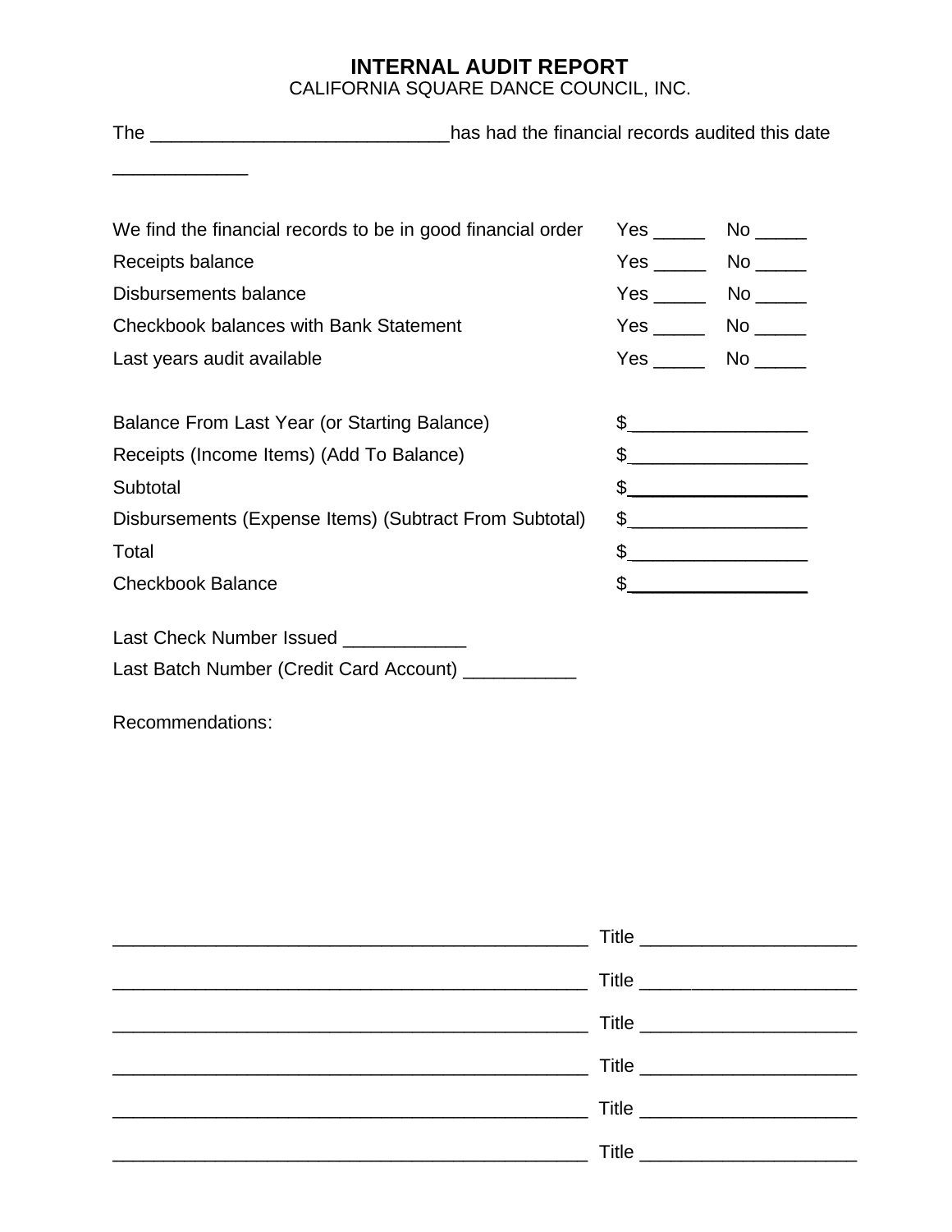# INTERNAL AUDIT REPORT

CALIFORNIA SQUARE DANCE COUNCIL, INC.

The ____________________________ has had the financial records audited this date

_____________

| | | |
|---|---|---|
| We find the financial records to be in good financial order | Yes _____ | No _____ |
| Receipts balance | Yes _____ | No _____ |
| Disbursements balance | Yes _____ | No _____ |
| Checkbook balances with Bank Statement | Yes _____ | No _____ |
| Last years audit available | Yes _____ | No _____ |

| | |
|---|---|
| Balance From Last Year (or Starting Balance) | $_________________ |
| Receipts (Income Items) (Add To Balance) | $_________________ |
| Subtotal | $_________________ |
| Disbursements (Expense Items) (Subtract From Subtotal) | $_________________ |
| Total | $_________________ |
| Checkbook Balance | $_________________ |

Last Check Number Issued ___________

Last Batch Number (Credit Card Account) ___________

Recommendations:

_____________________________________________ Title ____________________

_____________________________________________ Title ____________________

_____________________________________________ Title ____________________

_____________________________________________ Title ____________________

_____________________________________________ Title ____________________

_____________________________________________ Title ____________________